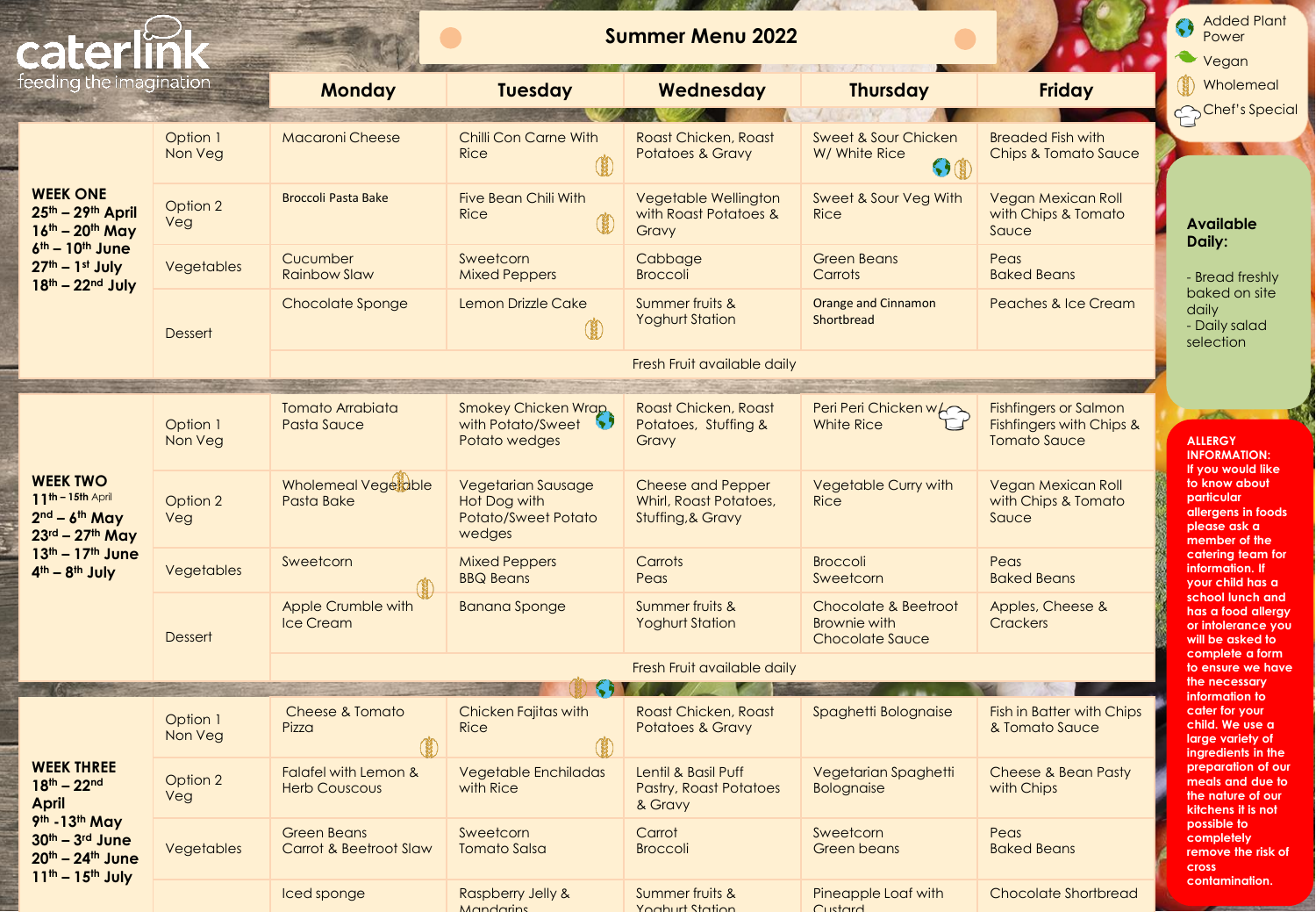caterlink
feeding the imagination

# Summer Menu 2022

| | | Monday | Tuesday | Wednesday | Thursday | Friday |
|---|---|---|---|---|---|---|
| **WEEK ONE** 25th – 29th April, 16th – 20th May, 6th – 10th June, 27th – 1st July, 18th – 22nd July | Option 1 Non Veg | Macaroni Cheese | Chilli Con Carne With Rice | Roast Chicken, Roast Potatoes & Gravy | Sweet & Sour Chicken W/ White Rice | Breaded Fish with Chips & Tomato Sauce |
| | Option 2 Veg | Broccoli Pasta Bake | Five Bean Chili With Rice | Vegetable Wellington with Roast Potatoes & Gravy | Sweet & Sour Veg With Rice | Vegan Mexican Roll with Chips & Tomato Sauce |
| | Vegetables | Cucumber Rainbow Slaw | Sweetcorn Mixed Peppers | Cabbage Broccoli | Green Beans Carrots | Peas Baked Beans |
| | Dessert | Chocolate Sponge | Lemon Drizzle Cake | Summer fruits & Yoghurt Station | Orange and Cinnamon Shortbread | Peaches & Ice Cream |
| | | Fresh Fruit available daily | | | | |
| **WEEK TWO** 11th – 15th April, 2nd – 6th May, 23rd – 27th May, 13th – 17th June, 4th – 8th July | Option 1 Non Veg | Tomato Arrabiata Pasta Sauce | Smokey Chicken Wrap with Potato/Sweet Potato wedges | Roast Chicken, Roast Potatoes, Stuffing & Gravy | Peri Peri Chicken w/ White Rice | Fishfingers or Salmon Fishfingers with Chips & Tomato Sauce |
| | Option 2 Veg | Wholemeal Vegetable Pasta Bake | Vegetarian Sausage Hot Dog with Potato/Sweet Potato wedges | Cheese and Pepper Whirl, Roast Potatoes, Stuffing,& Gravy | Vegetable Curry with Rice | Vegan Mexican Roll with Chips & Tomato Sauce |
| | Vegetables | Sweetcorn | Mixed Peppers BBQ Beans | Carrots Peas | Broccoli Sweetcorn | Peas Baked Beans |
| | Dessert | Apple Crumble with Ice Cream | Banana Sponge | Summer fruits & Yoghurt Station | Chocolate & Beetroot Brownie with Chocolate Sauce | Apples, Cheese & Crackers |
| | | Fresh Fruit available daily | | | | |
| **WEEK THREE** 18th – 22nd April, 9th -13th May, 30th – 3rd June, 20th – 24th June, 11th – 15th July | Option 1 Non Veg | Cheese & Tomato Pizza | Chicken Fajitas with Rice | Roast Chicken, Roast Potatoes & Gravy | Spaghetti Bolognaise | Fish in Batter with Chips & Tomato Sauce |
| | Option 2 Veg | Falafel with Lemon & Herb Couscous | Vegetable Enchiladas with Rice | Lentil & Basil Puff Pastry, Roast Potatoes & Gravy | Vegetarian Spaghetti Bolognaise | Cheese & Bean Pasty with Chips |
| | Vegetables | Green Beans Carrot & Beetroot Slaw | Sweetcorn Tomato Salsa | Carrot Broccoli | Sweetcorn Green beans | Peas Baked Beans |
| | | Iced sponge | Raspberry Jelly & Mandarins | Summer fruits & Yoghurt Station | Pineapple Loaf with Custard | Chocolate Shortbread |

Added Plant Power
Vegan
Wholemeal
Chef's Special

**Available Daily:**

- Bread freshly baked on site daily
- Daily salad selection

**ALLERGY INFORMATION:** If you would like to know about particular allergens in foods please ask a member of the catering team for information. If your child has a school lunch and has a food allergy or intolerance you will be asked to complete a form to ensure we have the necessary information to cater for your child. We use a large variety of ingredients in the preparation of our meals and due to the nature of our kitchens it is not possible to completely remove the risk of cross contamination.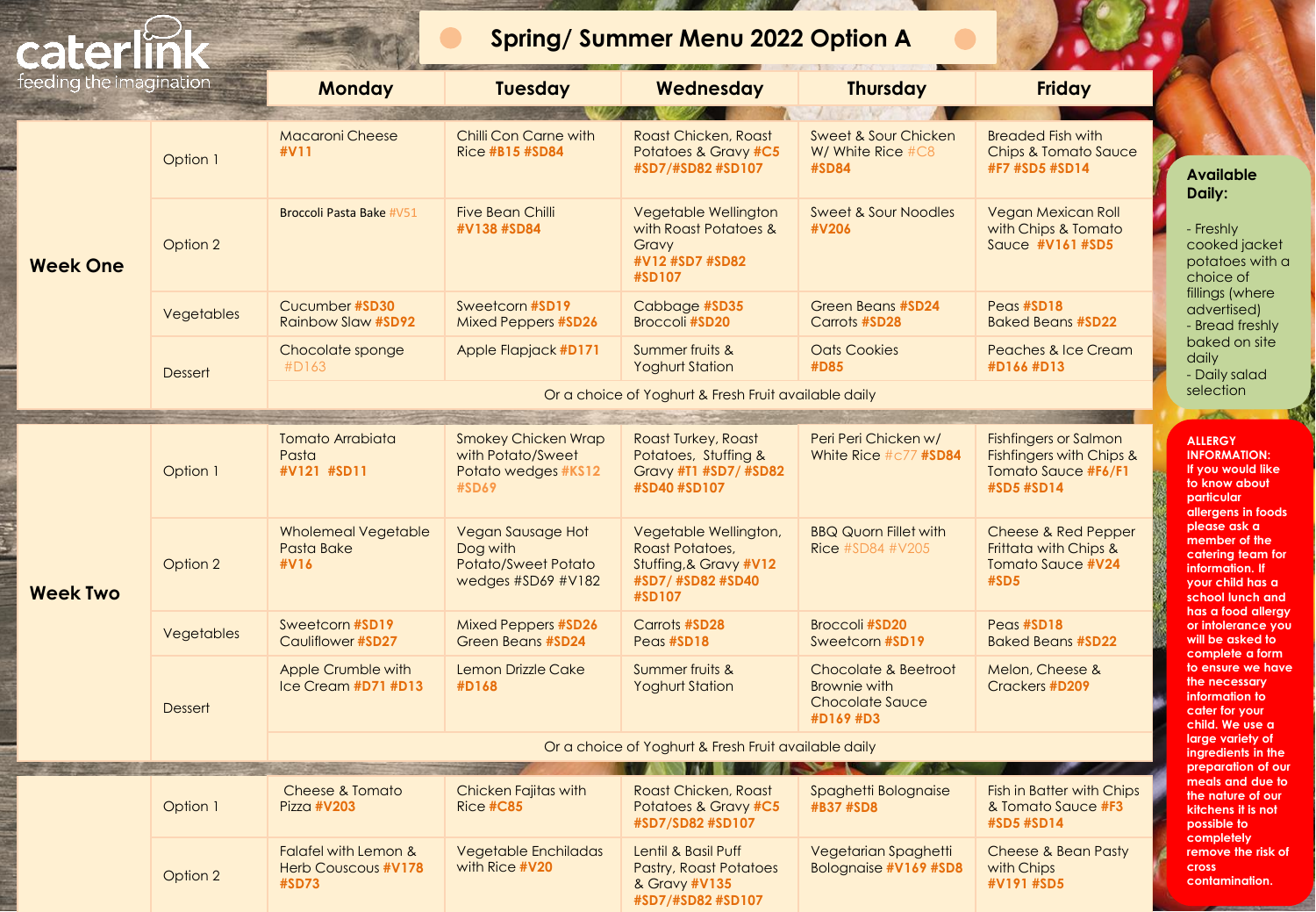caterlink
feeding the imagination

# Spring/ Summer Menu 2022 Option A

| | | Monday | Tuesday | Wednesday | Thursday | Friday |
|---|---|---|---|---|---|---|
| **Week One** | Option 1 | Macaroni Cheese **#V11** | Chilli Con Carne with Rice **#B15 #SD84** | Roast Chicken, Roast Potatoes & Gravy **#C5 #SD7/#SD82 #SD107** | Sweet & Sour Chicken W/ White Rice #C8 **#SD84** | Breaded Fish with Chips & Tomato Sauce **#F7 #SD5 #SD14** |
| | Option 2 | Broccoli Pasta Bake #V51 | Five Bean Chilli **#V138 #SD84** | Vegetable Wellington with Roast Potatoes & Gravy **#V12 #SD7 #SD82 #SD107** | Sweet & Sour Noodles **#V206** | Vegan Mexican Roll with Chips & Tomato Sauce **#V161 #SD5** |
| | Vegetables | Cucumber **#SD30** Rainbow Slaw **#SD92** | Sweetcorn **#SD19** Mixed Peppers **#SD26** | Cabbage **#SD35** Broccoli **#SD20** | Green Beans **#SD24** Carrots **#SD28** | Peas **#SD18** Baked Beans **#SD22** |
| | Dessert | Chocolate sponge #D163 | Apple Flapjack **#D171** | Summer fruits & Yoghurt Station | Oats Cookies **#D85** | Peaches & Ice Cream **#D166 #D13** |
| | | Or a choice of Yoghurt & Fresh Fruit available daily | | | | |
| **Week Two** | Option 1 | Tomato Arrabiata Pasta **#V121 #SD11** | Smokey Chicken Wrap with Potato/Sweet Potato wedges **#KS12 #SD69** | Roast Turkey, Roast Potatoes, Stuffing & Gravy **#T1 #SD7/ #SD82 #SD40 #SD107** | Peri Peri Chicken w/ White Rice #c77 **#SD84** | Fishfingers or Salmon Fishfingers with Chips & Tomato Sauce **#F6/F1 #SD5 #SD14** |
| | Option 2 | Wholemeal Vegetable Pasta Bake **#V16** | Vegan Sausage Hot Dog with Potato/Sweet Potato wedges #SD69 #V182 | Vegetable Wellington, Roast Potatoes, Stuffing,& Gravy **#V12 #SD7/ #SD82 #SD40 #SD107** | BBQ Quorn Fillet with Rice #SD84 #V205 | Cheese & Red Pepper Frittata with Chips & Tomato Sauce **#V24 #SD5** |
| | Vegetables | Sweetcorn **#SD19** Cauliflower **#SD27** | Mixed Peppers **#SD26** Green Beans **#SD24** | Carrots **#SD28** Peas **#SD18** | Broccoli **#SD20** Sweetcorn **#SD19** | Peas **#SD18** Baked Beans **#SD22** |
| | Dessert | Apple Crumble with Ice Cream **#D71 #D13** | Lemon Drizzle Cake **#D168** | Summer fruits & Yoghurt Station | Chocolate & Beetroot Brownie with Chocolate Sauce **#D169 #D3** | Melon, Cheese & Crackers **#D209** |
| | | Or a choice of Yoghurt & Fresh Fruit available daily | | | | |
| | Option 1 | Cheese & Tomato Pizza **#V203** | Chicken Fajitas with Rice **#C85** | Roast Chicken, Roast Potatoes & Gravy **#C5 #SD7/SD82 #SD107** | Spaghetti Bolognaise **#B37 #SD8** | Fish in Batter with Chips & Tomato Sauce **#F3 #SD5 #SD14** |
| | Option 2 | Falafel with Lemon & Herb Couscous **#V178 #SD73** | Vegetable Enchiladas with Rice **#V20** | Lentil & Basil Puff Pastry, Roast Potatoes & Gravy **#V135 #SD7/#SD82 #SD107** | Vegetarian Spaghetti Bolognaise **#V169 #SD8** | Cheese & Bean Pasty with Chips **#V191 #SD5** |

**Available Daily:**

- Freshly cooked jacket potatoes with a choice of fillings (where advertised)
- Bread freshly baked on site daily
- Daily salad selection

**ALLERGY INFORMATION:** If you would like to know about particular allergens in foods please ask a member of the catering team for information. If your child has a school lunch and has a food allergy or intolerance you will be asked to complete a form to ensure we have the necessary information to cater for your child. We use a large variety of ingredients in the preparation of our meals and due to the nature of our kitchens it is not possible to completely remove the risk of cross contamination.